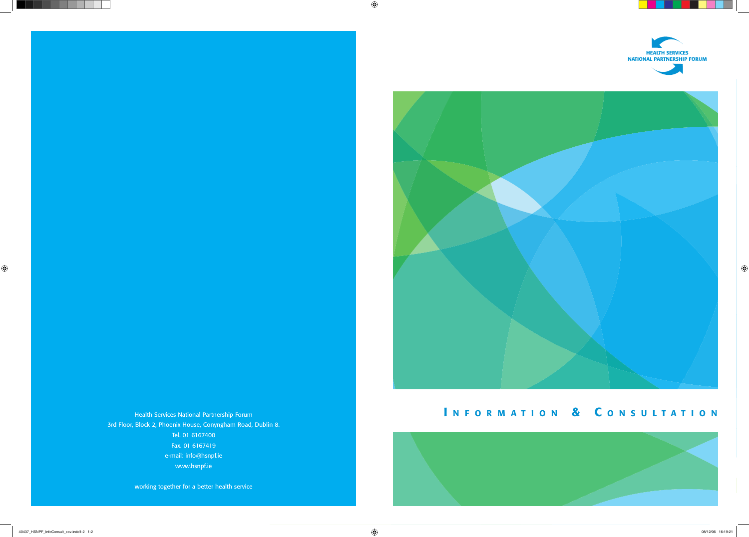HEALTH SERVICES
NATIONAL PARTNERSHIP FORUM

# Information & Consultation

Health Services National Partnership Forum
3rd Floor, Block 2, Phoenix House, Conyngham Road, Dublin 8.
Tel. 01 6167400
Fax. 01 6167419
e-mail: info@hsnpf.ie
www.hsnpf.ie

working together for a better health service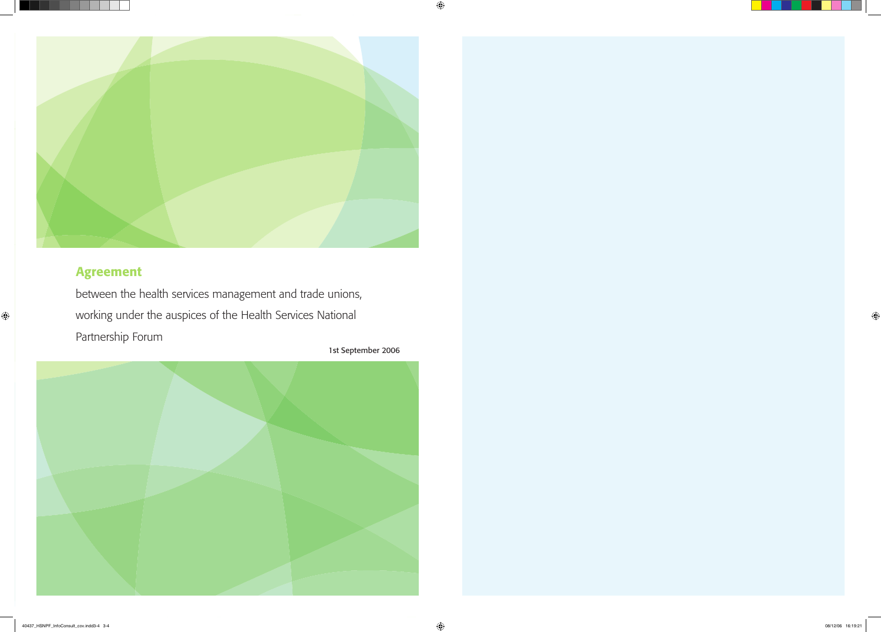# Agreement

between the health services management and trade unions, working under the auspices of the Health Services National Partnership Forum

1st September 2006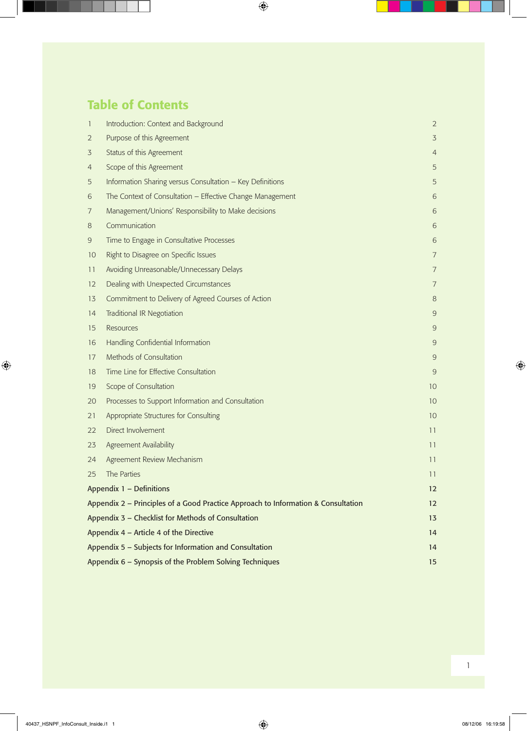# Table of Contents

| | | |
|---|---|---|
| 1 | Introduction: Context and Background | 2 |
| 2 | Purpose of this Agreement | 3 |
| 3 | Status of this Agreement | 4 |
| 4 | Scope of this Agreement | 5 |
| 5 | Information Sharing versus Consultation – Key Definitions | 5 |
| 6 | The Context of Consultation – Effective Change Management | 6 |
| 7 | Management/Unions' Responsibility to Make decisions | 6 |
| 8 | Communication | 6 |
| 9 | Time to Engage in Consultative Processes | 6 |
| 10 | Right to Disagree on Specific Issues | 7 |
| 11 | Avoiding Unreasonable/Unnecessary Delays | 7 |
| 12 | Dealing with Unexpected Circumstances | 7 |
| 13 | Commitment to Delivery of Agreed Courses of Action | 8 |
| 14 | Traditional IR Negotiation | 9 |
| 15 | Resources | 9 |
| 16 | Handling Confidential Information | 9 |
| 17 | Methods of Consultation | 9 |
| 18 | Time Line for Effective Consultation | 9 |
| 19 | Scope of Consultation | 10 |
| 20 | Processes to Support Information and Consultation | 10 |
| 21 | Appropriate Structures for Consulting | 10 |
| 22 | Direct Involvement | 11 |
| 23 | Agreement Availability | 11 |
| 24 | Agreement Review Mechanism | 11 |
| 25 | The Parties | 11 |

| | |
|---|---|
| **Appendix 1 – Definitions** | **12** |
| **Appendix 2 – Principles of a Good Practice Approach to Information & Consultation** | **12** |
| **Appendix 3 – Checklist for Methods of Consultation** | **13** |
| **Appendix 4 – Article 4 of the Directive** | **14** |
| **Appendix 5 – Subjects for Information and Consultation** | **14** |
| **Appendix 6 – Synopsis of the Problem Solving Techniques** | **15** |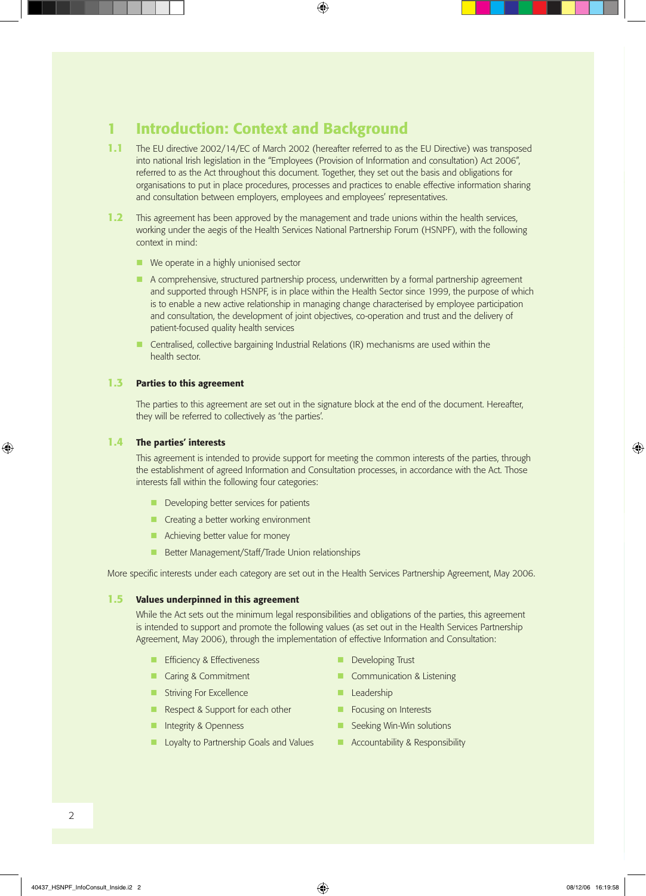# 1 Introduction: Context and Background

**1.1** The EU directive 2002/14/EC of March 2002 (hereafter referred to as the EU Directive) was transposed into national Irish legislation in the "Employees (Provision of Information and consultation) Act 2006", referred to as the Act throughout this document. Together, they set out the basis and obligations for organisations to put in place procedures, processes and practices to enable effective information sharing and consultation between employers, employees and employees' representatives.

**1.2** This agreement has been approved by the management and trade unions within the health services, working under the aegis of the Health Services National Partnership Forum (HSNPF), with the following context in mind:

- We operate in a highly unionised sector
- A comprehensive, structured partnership process, underwritten by a formal partnership agreement and supported through HSNPF, is in place within the Health Sector since 1999, the purpose of which is to enable a new active relationship in managing change characterised by employee participation and consultation, the development of joint objectives, co-operation and trust and the delivery of patient-focused quality health services
- Centralised, collective bargaining Industrial Relations (IR) mechanisms are used within the health sector.

## 1.3 Parties to this agreement

The parties to this agreement are set out in the signature block at the end of the document. Hereafter, they will be referred to collectively as 'the parties'.

## 1.4 The parties' interests

This agreement is intended to provide support for meeting the common interests of the parties, through the establishment of agreed Information and Consultation processes, in accordance with the Act. Those interests fall within the following four categories:

- Developing better services for patients
- Creating a better working environment
- Achieving better value for money
- Better Management/Staff/Trade Union relationships

More specific interests under each category are set out in the Health Services Partnership Agreement, May 2006.

## 1.5 Values underpinned in this agreement

While the Act sets out the minimum legal responsibilities and obligations of the parties, this agreement is intended to support and promote the following values (as set out in the Health Services Partnership Agreement, May 2006), through the implementation of effective Information and Consultation:

- Efficiency & Effectiveness
- Caring & Commitment
- Striving For Excellence
- Respect & Support for each other
- Integrity & Openness
- Loyalty to Partnership Goals and Values
- Developing Trust
- Communication & Listening
- Leadership
- Focusing on Interests
- Seeking Win-Win solutions
- Accountability & Responsibility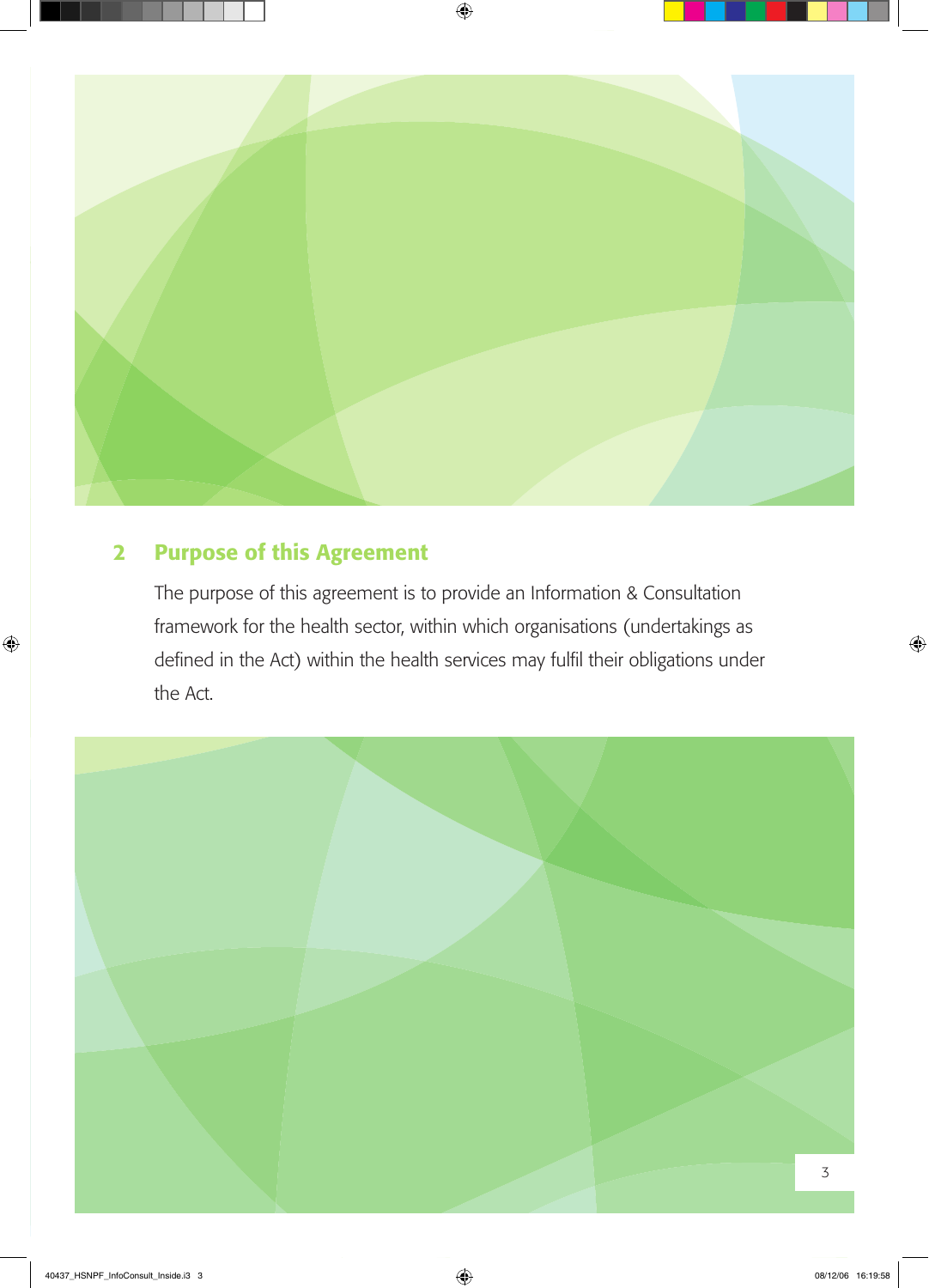## 2 Purpose of this Agreement

The purpose of this agreement is to provide an Information & Consultation framework for the health sector, within which organisations (undertakings as defined in the Act) within the health services may fulfil their obligations under the Act.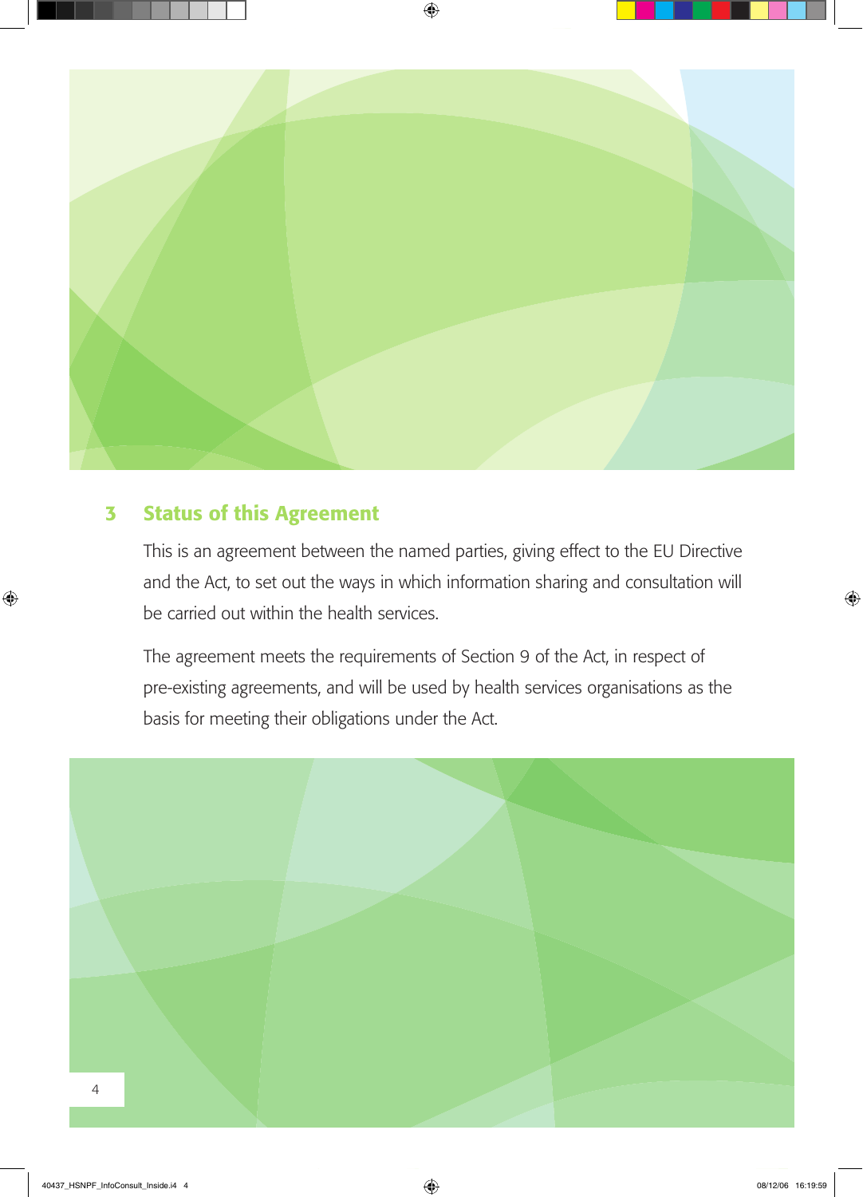## 3 Status of this Agreement

This is an agreement between the named parties, giving effect to the EU Directive and the Act, to set out the ways in which information sharing and consultation will be carried out within the health services.

The agreement meets the requirements of Section 9 of the Act, in respect of pre-existing agreements, and will be used by health services organisations as the basis for meeting their obligations under the Act.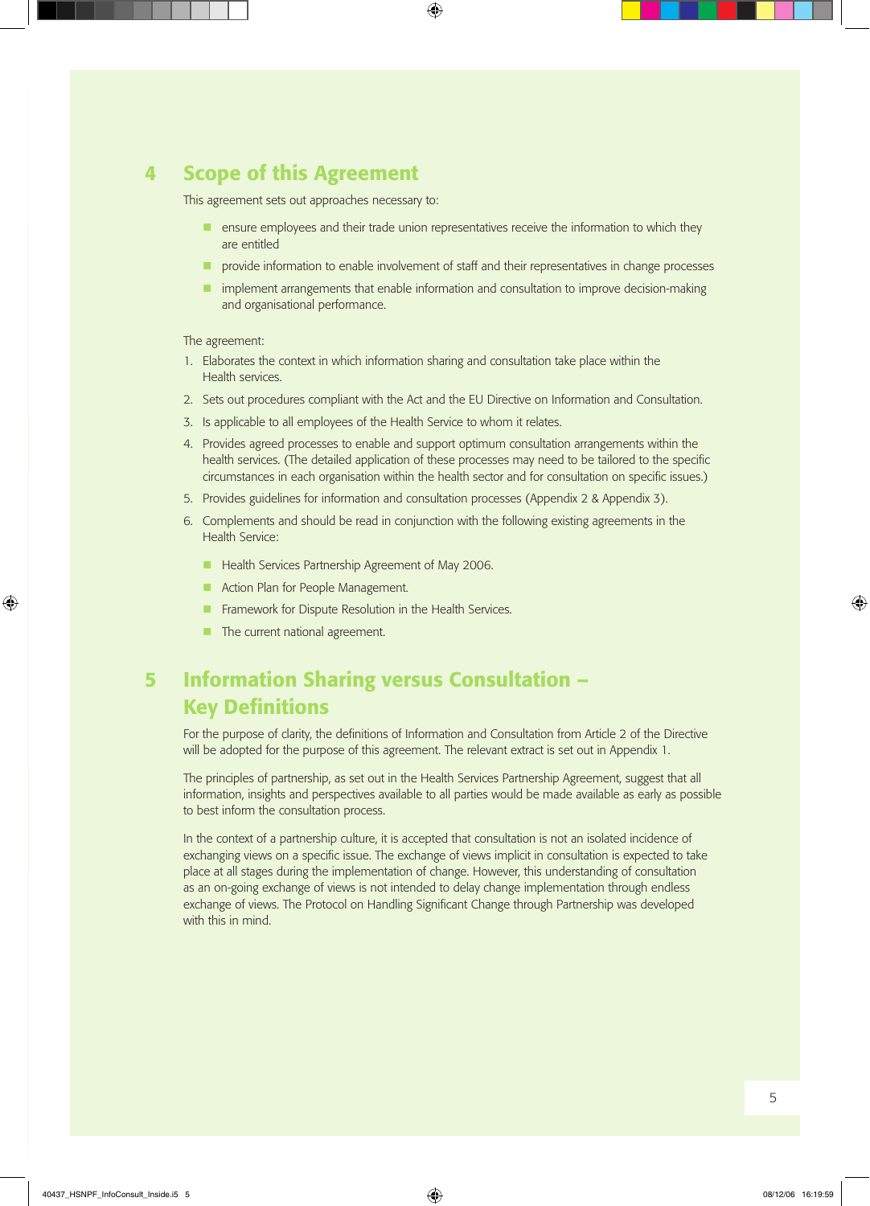## 4 Scope of this Agreement

This agreement sets out approaches necessary to:

- ensure employees and their trade union representatives receive the information to which they are entitled
- provide information to enable involvement of staff and their representatives in change processes
- implement arrangements that enable information and consultation to improve decision-making and organisational performance.

The agreement:

1. Elaborates the context in which information sharing and consultation take place within the Health services.
2. Sets out procedures compliant with the Act and the EU Directive on Information and Consultation.
3. Is applicable to all employees of the Health Service to whom it relates.
4. Provides agreed processes to enable and support optimum consultation arrangements within the health services. (The detailed application of these processes may need to be tailored to the specific circumstances in each organisation within the health sector and for consultation on specific issues.)
5. Provides guidelines for information and consultation processes (Appendix 2 & Appendix 3).
6. Complements and should be read in conjunction with the following existing agreements in the Health Service:
   - Health Services Partnership Agreement of May 2006.
   - Action Plan for People Management.
   - Framework for Dispute Resolution in the Health Services.
   - The current national agreement.

## 5 Information Sharing versus Consultation – Key Definitions

For the purpose of clarity, the definitions of Information and Consultation from Article 2 of the Directive will be adopted for the purpose of this agreement. The relevant extract is set out in Appendix 1.

The principles of partnership, as set out in the Health Services Partnership Agreement, suggest that all information, insights and perspectives available to all parties would be made available as early as possible to best inform the consultation process.

In the context of a partnership culture, it is accepted that consultation is not an isolated incidence of exchanging views on a specific issue. The exchange of views implicit in consultation is expected to take place at all stages during the implementation of change. However, this understanding of consultation as an on-going exchange of views is not intended to delay change implementation through endless exchange of views. The Protocol on Handling Significant Change through Partnership was developed with this in mind.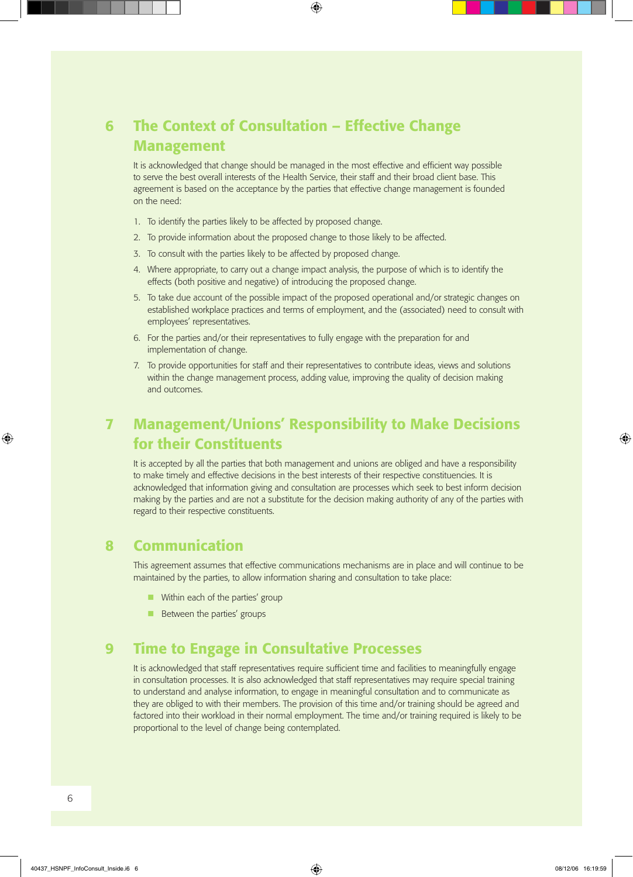## 6 The Context of Consultation – Effective Change Management

It is acknowledged that change should be managed in the most effective and efficient way possible to serve the best overall interests of the Health Service, their staff and their broad client base. This agreement is based on the acceptance by the parties that effective change management is founded on the need:

1. To identify the parties likely to be affected by proposed change.
2. To provide information about the proposed change to those likely to be affected.
3. To consult with the parties likely to be affected by proposed change.
4. Where appropriate, to carry out a change impact analysis, the purpose of which is to identify the effects (both positive and negative) of introducing the proposed change.
5. To take due account of the possible impact of the proposed operational and/or strategic changes on established workplace practices and terms of employment, and the (associated) need to consult with employees' representatives.
6. For the parties and/or their representatives to fully engage with the preparation for and implementation of change.
7. To provide opportunities for staff and their representatives to contribute ideas, views and solutions within the change management process, adding value, improving the quality of decision making and outcomes.

## 7 Management/Unions' Responsibility to Make Decisions for their Constituents

It is accepted by all the parties that both management and unions are obliged and have a responsibility to make timely and effective decisions in the best interests of their respective constituencies. It is acknowledged that information giving and consultation are processes which seek to best inform decision making by the parties and are not a substitute for the decision making authority of any of the parties with regard to their respective constituents.

## 8 Communication

This agreement assumes that effective communications mechanisms are in place and will continue to be maintained by the parties, to allow information sharing and consultation to take place:

- Within each of the parties' group
- Between the parties' groups

## 9 Time to Engage in Consultative Processes

It is acknowledged that staff representatives require sufficient time and facilities to meaningfully engage in consultation processes. It is also acknowledged that staff representatives may require special training to understand and analyse information, to engage in meaningful consultation and to communicate as they are obliged to with their members. The provision of this time and/or training should be agreed and factored into their workload in their normal employment. The time and/or training required is likely to be proportional to the level of change being contemplated.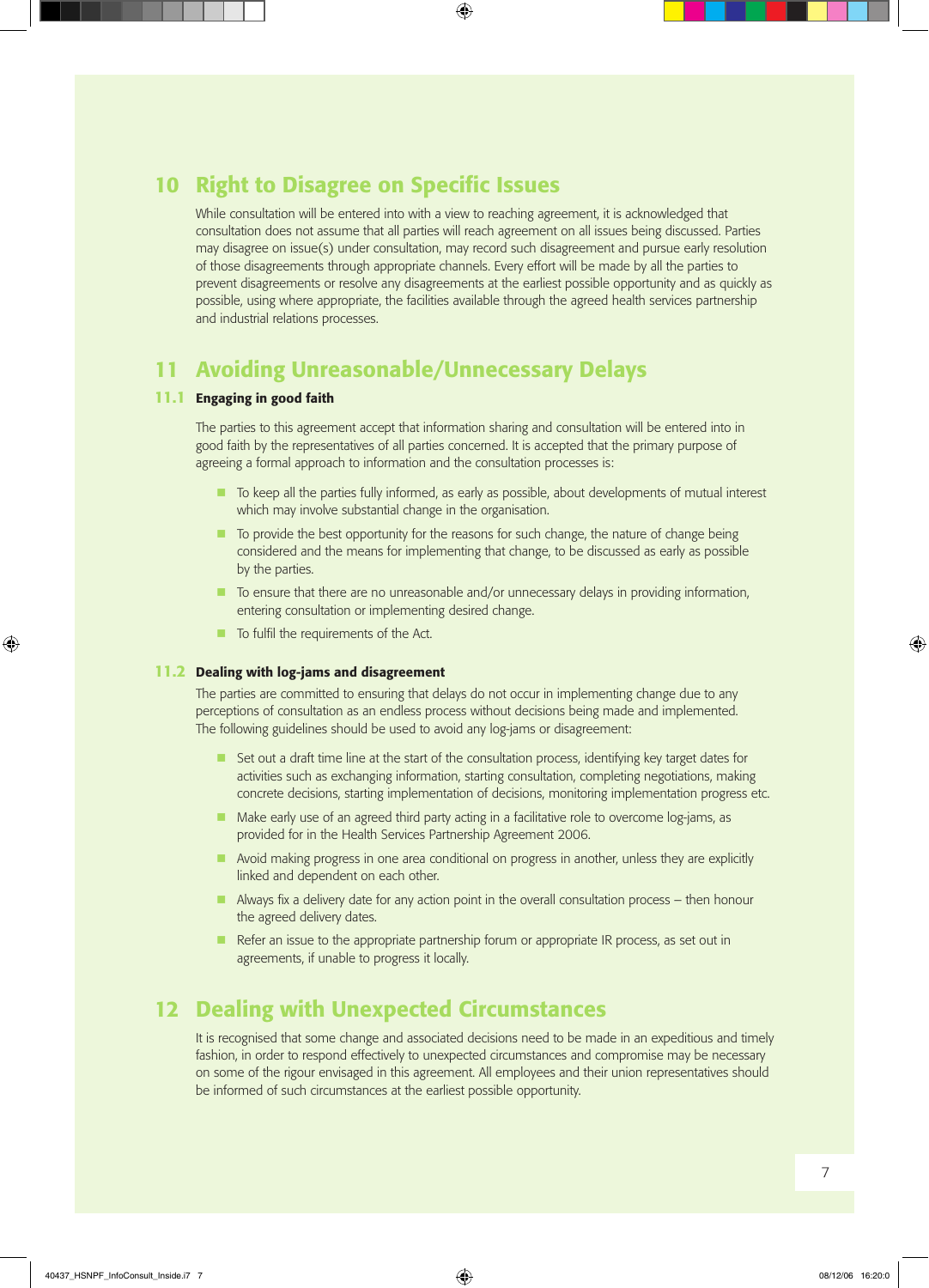## 10 Right to Disagree on Specific Issues

While consultation will be entered into with a view to reaching agreement, it is acknowledged that consultation does not assume that all parties will reach agreement on all issues being discussed. Parties may disagree on issue(s) under consultation, may record such disagreement and pursue early resolution of those disagreements through appropriate channels. Every effort will be made by all the parties to prevent disagreements or resolve any disagreements at the earliest possible opportunity and as quickly as possible, using where appropriate, the facilities available through the agreed health services partnership and industrial relations processes.

## 11 Avoiding Unreasonable/Unnecessary Delays

### 11.1 Engaging in good faith

The parties to this agreement accept that information sharing and consultation will be entered into in good faith by the representatives of all parties concerned. It is accepted that the primary purpose of agreeing a formal approach to information and the consultation processes is:

- To keep all the parties fully informed, as early as possible, about developments of mutual interest which may involve substantial change in the organisation.
- To provide the best opportunity for the reasons for such change, the nature of change being considered and the means for implementing that change, to be discussed as early as possible by the parties.
- To ensure that there are no unreasonable and/or unnecessary delays in providing information, entering consultation or implementing desired change.
- To fulfil the requirements of the Act.

### 11.2 Dealing with log-jams and disagreement

The parties are committed to ensuring that delays do not occur in implementing change due to any perceptions of consultation as an endless process without decisions being made and implemented. The following guidelines should be used to avoid any log-jams or disagreement:

- Set out a draft time line at the start of the consultation process, identifying key target dates for activities such as exchanging information, starting consultation, completing negotiations, making concrete decisions, starting implementation of decisions, monitoring implementation progress etc.
- Make early use of an agreed third party acting in a facilitative role to overcome log-jams, as provided for in the Health Services Partnership Agreement 2006.
- Avoid making progress in one area conditional on progress in another, unless they are explicitly linked and dependent on each other.
- Always fix a delivery date for any action point in the overall consultation process – then honour the agreed delivery dates.
- Refer an issue to the appropriate partnership forum or appropriate IR process, as set out in agreements, if unable to progress it locally.

## 12 Dealing with Unexpected Circumstances

It is recognised that some change and associated decisions need to be made in an expeditious and timely fashion, in order to respond effectively to unexpected circumstances and compromise may be necessary on some of the rigour envisaged in this agreement. All employees and their union representatives should be informed of such circumstances at the earliest possible opportunity.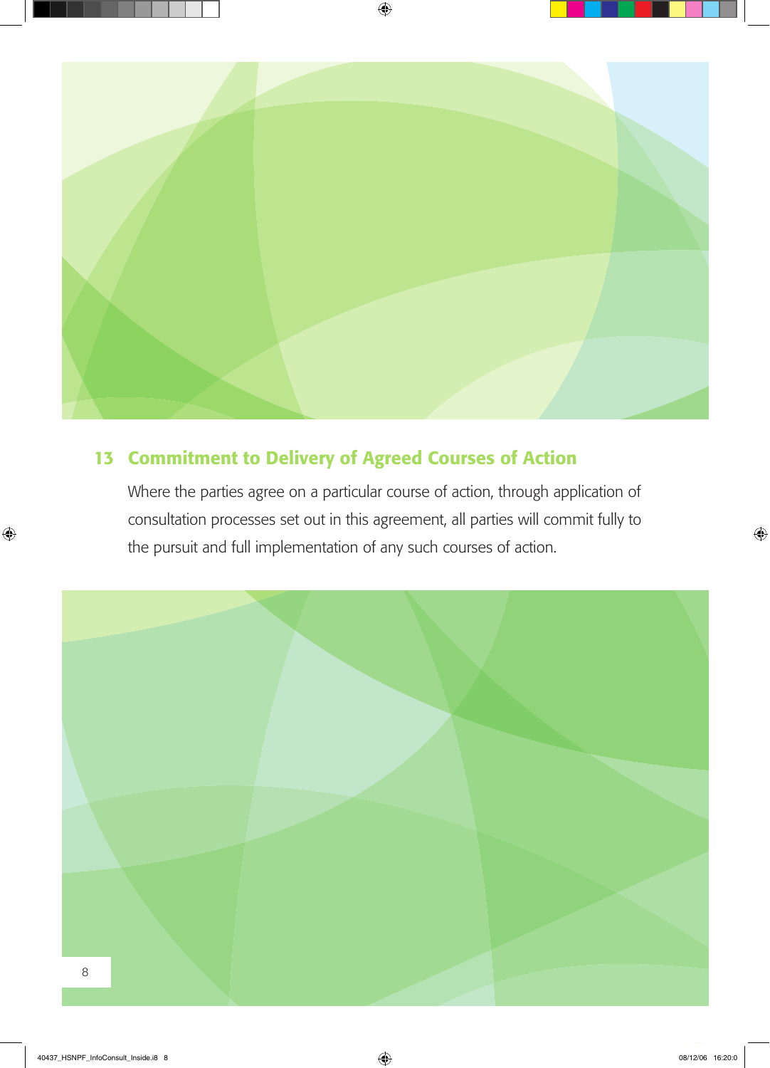## 13 Commitment to Delivery of Agreed Courses of Action

Where the parties agree on a particular course of action, through application of consultation processes set out in this agreement, all parties will commit fully to the pursuit and full implementation of any such courses of action.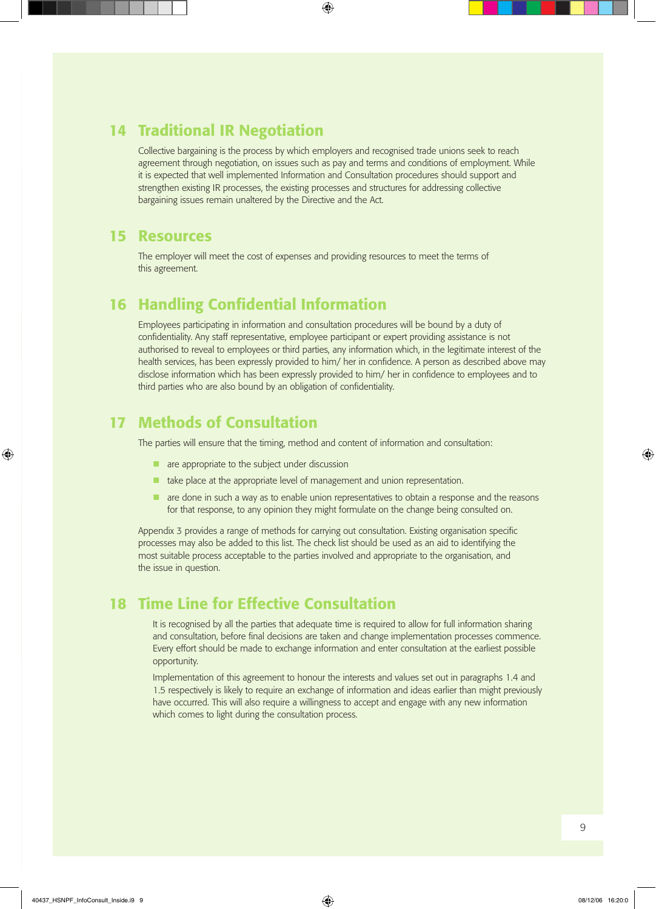## 14 Traditional IR Negotiation

Collective bargaining is the process by which employers and recognised trade unions seek to reach agreement through negotiation, on issues such as pay and terms and conditions of employment. While it is expected that well implemented Information and Consultation procedures should support and strengthen existing IR processes, the existing processes and structures for addressing collective bargaining issues remain unaltered by the Directive and the Act.

## 15 Resources

The employer will meet the cost of expenses and providing resources to meet the terms of this agreement.

## 16 Handling Confidential Information

Employees participating in information and consultation procedures will be bound by a duty of confidentiality. Any staff representative, employee participant or expert providing assistance is not authorised to reveal to employees or third parties, any information which, in the legitimate interest of the health services, has been expressly provided to him/ her in confidence. A person as described above may disclose information which has been expressly provided to him/ her in confidence to employees and to third parties who are also bound by an obligation of confidentiality.

## 17 Methods of Consultation

The parties will ensure that the timing, method and content of information and consultation:

- are appropriate to the subject under discussion
- take place at the appropriate level of management and union representation.
- are done in such a way as to enable union representatives to obtain a response and the reasons for that response, to any opinion they might formulate on the change being consulted on.

Appendix 3 provides a range of methods for carrying out consultation. Existing organisation specific processes may also be added to this list. The check list should be used as an aid to identifying the most suitable process acceptable to the parties involved and appropriate to the organisation, and the issue in question.

## 18 Time Line for Effective Consultation

It is recognised by all the parties that adequate time is required to allow for full information sharing and consultation, before final decisions are taken and change implementation processes commence. Every effort should be made to exchange information and enter consultation at the earliest possible opportunity.

Implementation of this agreement to honour the interests and values set out in paragraphs 1.4 and 1.5 respectively is likely to require an exchange of information and ideas earlier than might previously have occurred. This will also require a willingness to accept and engage with any new information which comes to light during the consultation process.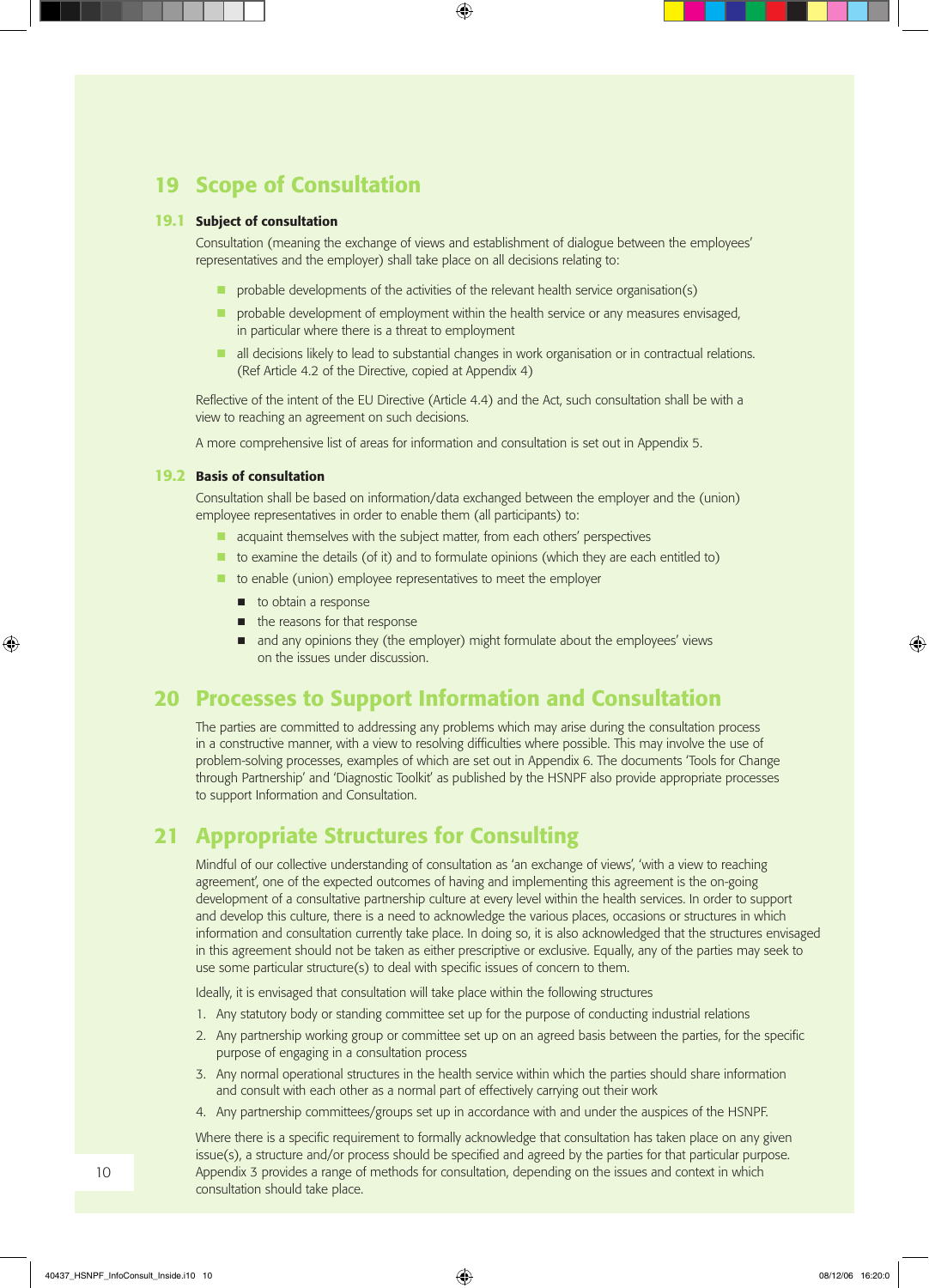## 19 Scope of Consultation

### 19.1 Subject of consultation

Consultation (meaning the exchange of views and establishment of dialogue between the employees' representatives and the employer) shall take place on all decisions relating to:

- probable developments of the activities of the relevant health service organisation(s)
- probable development of employment within the health service or any measures envisaged, in particular where there is a threat to employment
- all decisions likely to lead to substantial changes in work organisation or in contractual relations. (Ref Article 4.2 of the Directive, copied at Appendix 4)

Reflective of the intent of the EU Directive (Article 4.4) and the Act, such consultation shall be with a view to reaching an agreement on such decisions.

A more comprehensive list of areas for information and consultation is set out in Appendix 5.

### 19.2 Basis of consultation

Consultation shall be based on information/data exchanged between the employer and the (union) employee representatives in order to enable them (all participants) to:

- acquaint themselves with the subject matter, from each others' perspectives
- to examine the details (of it) and to formulate opinions (which they are each entitled to)
- to enable (union) employee representatives to meet the employer
  - to obtain a response
  - the reasons for that response
  - and any opinions they (the employer) might formulate about the employees' views on the issues under discussion.

## 20 Processes to Support Information and Consultation

The parties are committed to addressing any problems which may arise during the consultation process in a constructive manner, with a view to resolving difficulties where possible. This may involve the use of problem-solving processes, examples of which are set out in Appendix 6. The documents 'Tools for Change through Partnership' and 'Diagnostic Toolkit' as published by the HSNPF also provide appropriate processes to support Information and Consultation.

## 21 Appropriate Structures for Consulting

Mindful of our collective understanding of consultation as 'an exchange of views', 'with a view to reaching agreement', one of the expected outcomes of having and implementing this agreement is the on-going development of a consultative partnership culture at every level within the health services. In order to support and develop this culture, there is a need to acknowledge the various places, occasions or structures in which information and consultation currently take place. In doing so, it is also acknowledged that the structures envisaged in this agreement should not be taken as either prescriptive or exclusive. Equally, any of the parties may seek to use some particular structure(s) to deal with specific issues of concern to them.

Ideally, it is envisaged that consultation will take place within the following structures

1. Any statutory body or standing committee set up for the purpose of conducting industrial relations
2. Any partnership working group or committee set up on an agreed basis between the parties, for the specific purpose of engaging in a consultation process
3. Any normal operational structures in the health service within which the parties should share information and consult with each other as a normal part of effectively carrying out their work
4. Any partnership committees/groups set up in accordance with and under the auspices of the HSNPF.

Where there is a specific requirement to formally acknowledge that consultation has taken place on any given issue(s), a structure and/or process should be specified and agreed by the parties for that particular purpose. Appendix 3 provides a range of methods for consultation, depending on the issues and context in which consultation should take place.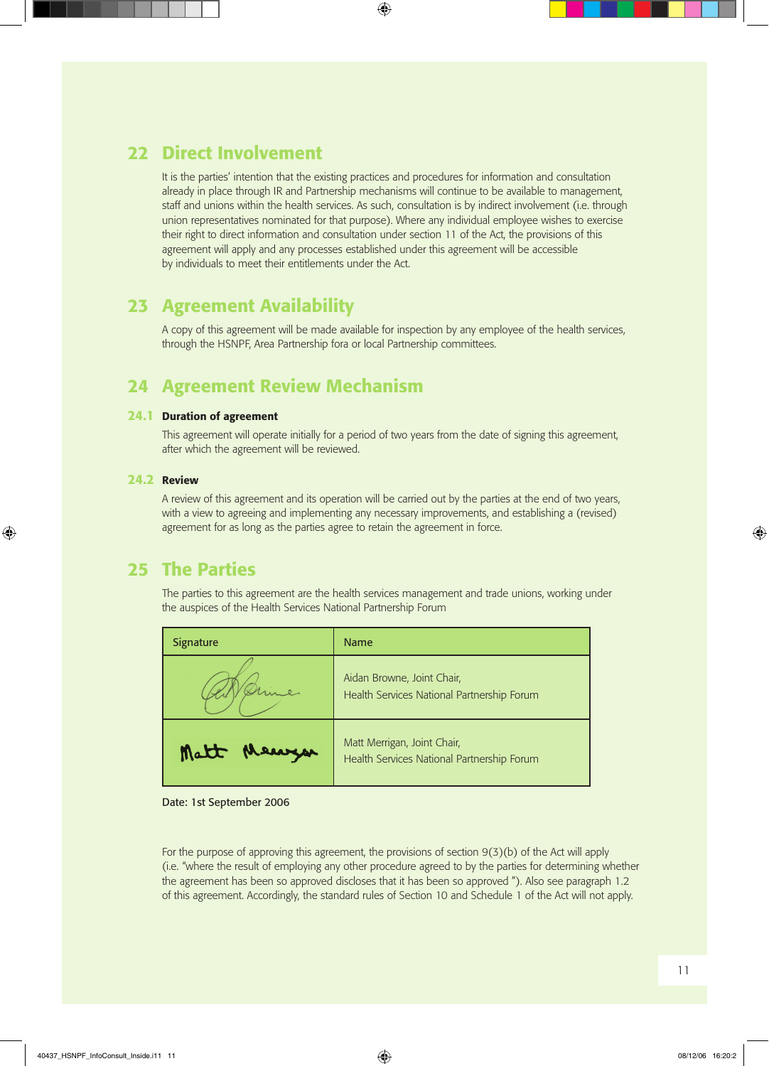## 22 Direct Involvement

It is the parties' intention that the existing practices and procedures for information and consultation already in place through IR and Partnership mechanisms will continue to be available to management, staff and unions within the health services. As such, consultation is by indirect involvement (i.e. through union representatives nominated for that purpose). Where any individual employee wishes to exercise their right to direct information and consultation under section 11 of the Act, the provisions of this agreement will apply and any processes established under this agreement will be accessible by individuals to meet their entitlements under the Act.

## 23 Agreement Availability

A copy of this agreement will be made available for inspection by any employee of the health services, through the HSNPF, Area Partnership fora or local Partnership committees.

## 24 Agreement Review Mechanism

### 24.1 Duration of agreement

This agreement will operate initially for a period of two years from the date of signing this agreement, after which the agreement will be reviewed.

### 24.2 Review

A review of this agreement and its operation will be carried out by the parties at the end of two years, with a view to agreeing and implementing any necessary improvements, and establishing a (revised) agreement for as long as the parties agree to retain the agreement in force.

## 25 The Parties

The parties to this agreement are the health services management and trade unions, working under the auspices of the Health Services National Partnership Forum

| Signature | Name |
| --- | --- |
| [signature] | Aidan Browne, Joint Chair, Health Services National Partnership Forum |
| [signature] | Matt Merrigan, Joint Chair, Health Services National Partnership Forum |

Date: 1st September 2006

For the purpose of approving this agreement, the provisions of section 9(3)(b) of the Act will apply (i.e. "where the result of employing any other procedure agreed to by the parties for determining whether the agreement has been so approved discloses that it has been so approved "). Also see paragraph 1.2 of this agreement. Accordingly, the standard rules of Section 10 and Schedule 1 of the Act will not apply.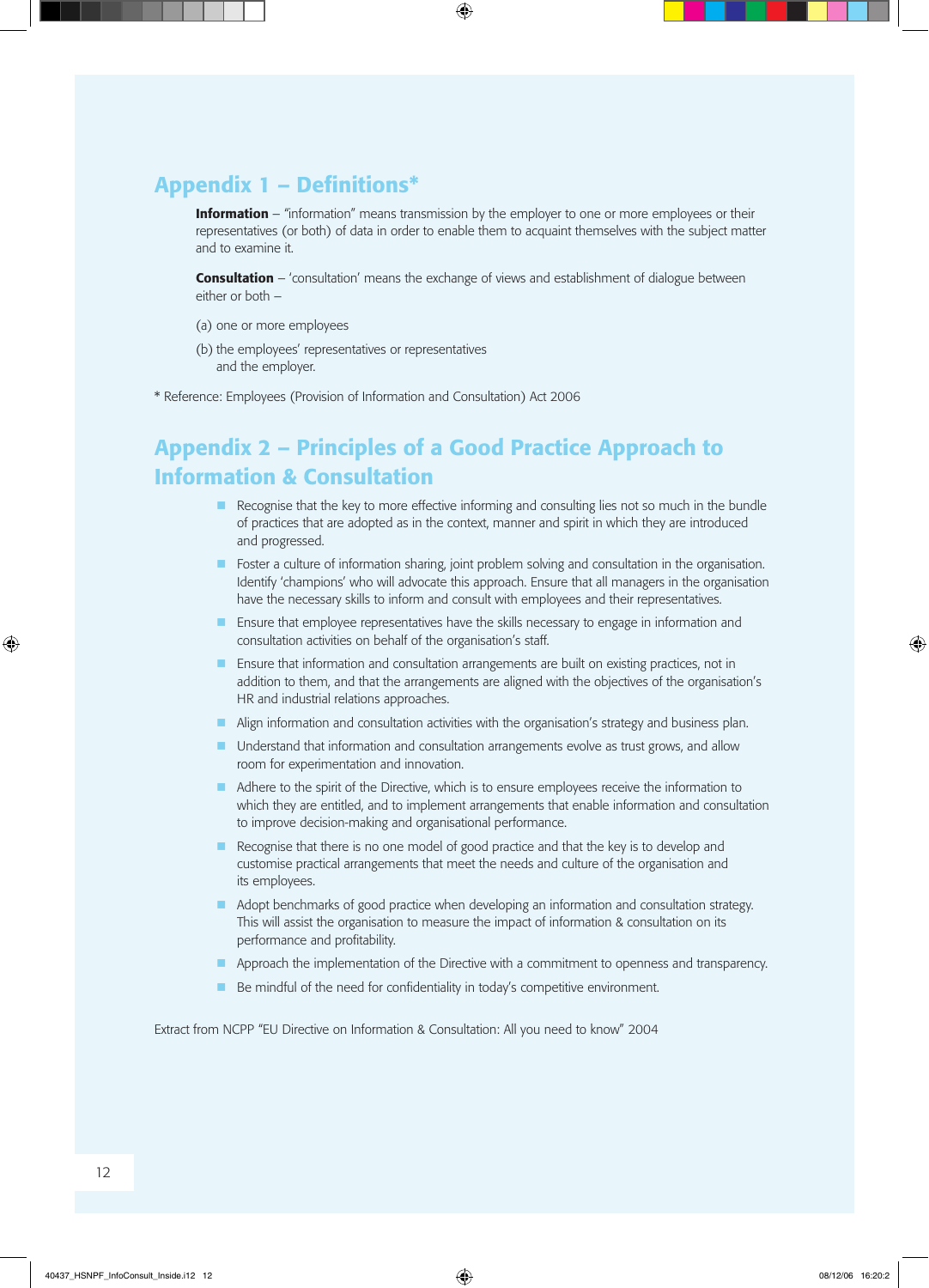## Appendix 1 – Definitions*

**Information** – "information" means transmission by the employer to one or more employees or their representatives (or both) of data in order to enable them to acquaint themselves with the subject matter and to examine it.

**Consultation** – 'consultation' means the exchange of views and establishment of dialogue between either or both –

(a) one or more employees

(b) the employees' representatives or representatives
 and the employer.

* Reference: Employees (Provision of Information and Consultation) Act 2006

## Appendix 2 – Principles of a Good Practice Approach to Information & Consultation

- Recognise that the key to more effective informing and consulting lies not so much in the bundle of practices that are adopted as in the context, manner and spirit in which they are introduced and progressed.
- Foster a culture of information sharing, joint problem solving and consultation in the organisation. Identify 'champions' who will advocate this approach. Ensure that all managers in the organisation have the necessary skills to inform and consult with employees and their representatives.
- Ensure that employee representatives have the skills necessary to engage in information and consultation activities on behalf of the organisation's staff.
- Ensure that information and consultation arrangements are built on existing practices, not in addition to them, and that the arrangements are aligned with the objectives of the organisation's HR and industrial relations approaches.
- Align information and consultation activities with the organisation's strategy and business plan.
- Understand that information and consultation arrangements evolve as trust grows, and allow room for experimentation and innovation.
- Adhere to the spirit of the Directive, which is to ensure employees receive the information to which they are entitled, and to implement arrangements that enable information and consultation to improve decision-making and organisational performance.
- Recognise that there is no one model of good practice and that the key is to develop and customise practical arrangements that meet the needs and culture of the organisation and its employees.
- Adopt benchmarks of good practice when developing an information and consultation strategy. This will assist the organisation to measure the impact of information & consultation on its performance and profitability.
- Approach the implementation of the Directive with a commitment to openness and transparency.
- Be mindful of the need for confidentiality in today's competitive environment.

Extract from NCPP "EU Directive on Information & Consultation: All you need to know" 2004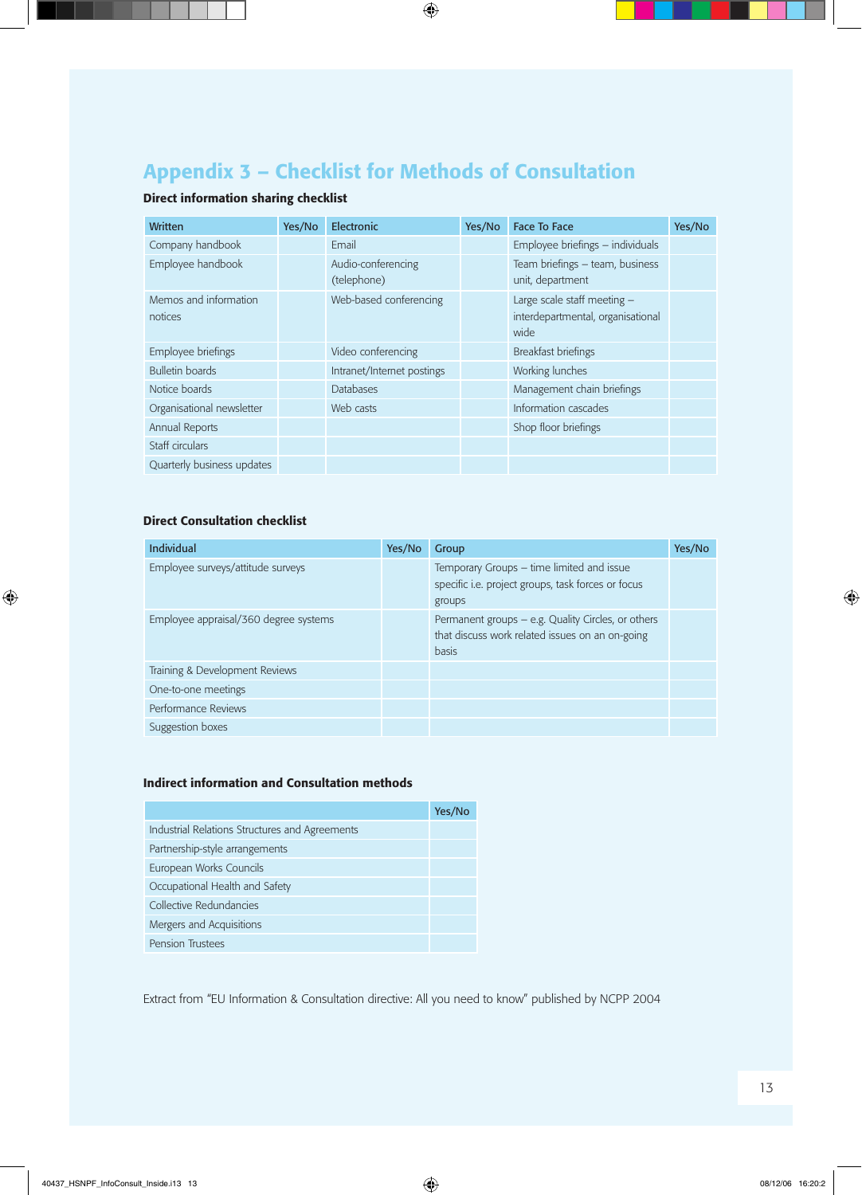# Appendix 3 – Checklist for Methods of Consultation

### Direct information sharing checklist

| Written | Yes/No | Electronic | Yes/No | Face To Face | Yes/No |
|---|---|---|---|---|---|
| Company handbook | | Email | | Employee briefings – individuals | |
| Employee handbook | | Audio-conferencing (telephone) | | Team briefings – team, business unit, department | |
| Memos and information notices | | Web-based conferencing | | Large scale staff meeting – interdepartmental, organisational wide | |
| Employee briefings | | Video conferencing | | Breakfast briefings | |
| Bulletin boards | | Intranet/Internet postings | | Working lunches | |
| Notice boards | | Databases | | Management chain briefings | |
| Organisational newsletter | | Web casts | | Information cascades | |
| Annual Reports | | | | Shop floor briefings | |
| Staff circulars | | | | | |
| Quarterly business updates | | | | | |

### Direct Consultation checklist

| Individual | Yes/No | Group | Yes/No |
|---|---|---|---|
| Employee surveys/attitude surveys | | Temporary Groups – time limited and issue specific i.e. project groups, task forces or focus groups | |
| Employee appraisal/360 degree systems | | Permanent groups – e.g. Quality Circles, or others that discuss work related issues on an on-going basis | |
| Training & Development Reviews | | | |
| One-to-one meetings | | | |
| Performance Reviews | | | |
| Suggestion boxes | | | |

### Indirect information and Consultation methods

| | Yes/No |
|---|---|
| Industrial Relations Structures and Agreements | |
| Partnership-style arrangements | |
| European Works Councils | |
| Occupational Health and Safety | |
| Collective Redundancies | |
| Mergers and Acquisitions | |
| Pension Trustees | |

Extract from "EU Information & Consultation directive: All you need to know" published by NCPP 2004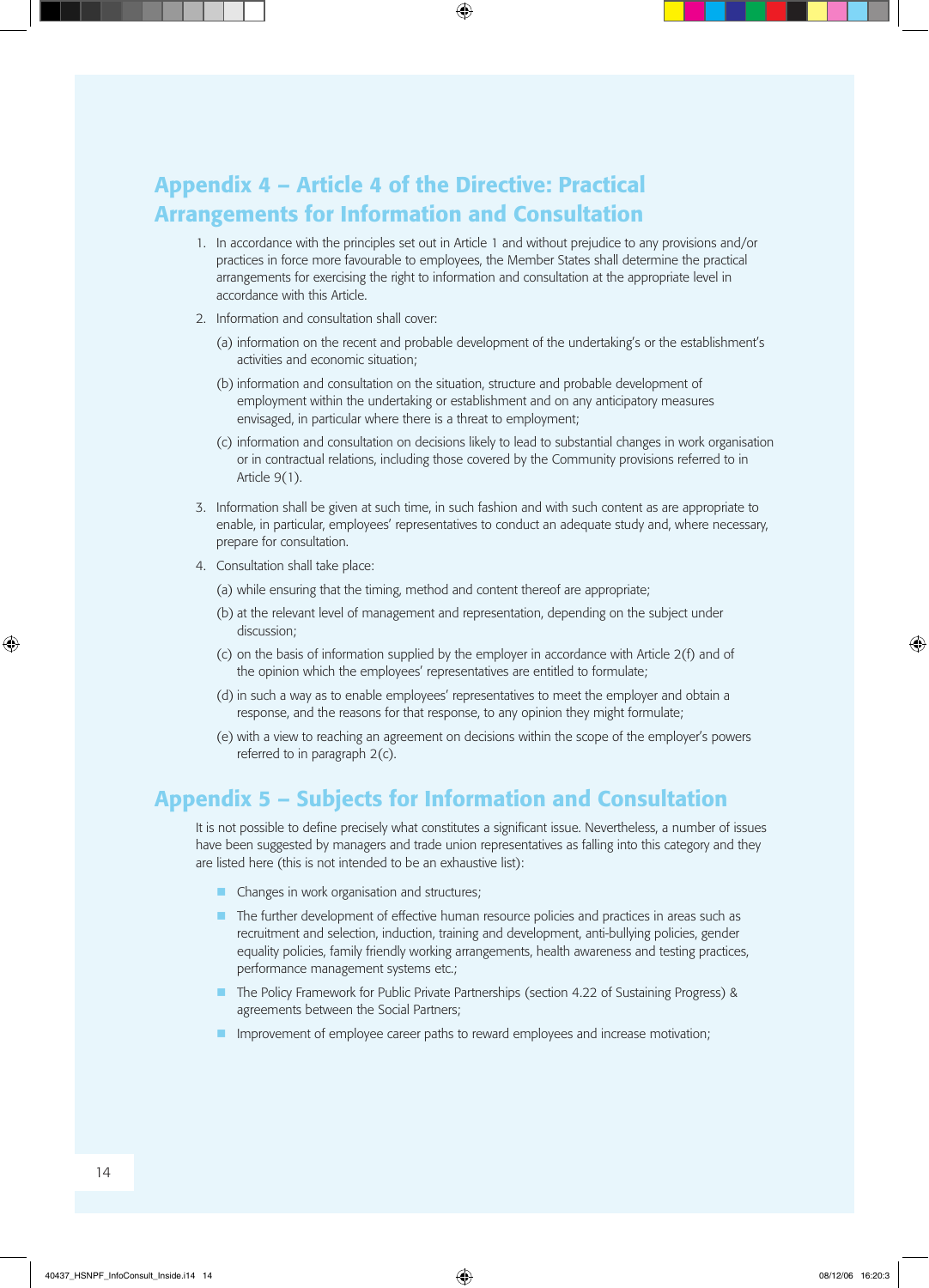## Appendix 4 – Article 4 of the Directive: Practical Arrangements for Information and Consultation

1. In accordance with the principles set out in Article 1 and without prejudice to any provisions and/or practices in force more favourable to employees, the Member States shall determine the practical arrangements for exercising the right to information and consultation at the appropriate level in accordance with this Article.
2. Information and consultation shall cover:

   (a) information on the recent and probable development of the undertaking's or the establishment's activities and economic situation;

   (b) information and consultation on the situation, structure and probable development of employment within the undertaking or establishment and on any anticipatory measures envisaged, in particular where there is a threat to employment;

   (c) information and consultation on decisions likely to lead to substantial changes in work organisation or in contractual relations, including those covered by the Community provisions referred to in Article 9(1).

3. Information shall be given at such time, in such fashion and with such content as are appropriate to enable, in particular, employees' representatives to conduct an adequate study and, where necessary, prepare for consultation.
4. Consultation shall take place:

   (a) while ensuring that the timing, method and content thereof are appropriate;

   (b) at the relevant level of management and representation, depending on the subject under discussion;

   (c) on the basis of information supplied by the employer in accordance with Article 2(f) and of the opinion which the employees' representatives are entitled to formulate;

   (d) in such a way as to enable employees' representatives to meet the employer and obtain a response, and the reasons for that response, to any opinion they might formulate;

   (e) with a view to reaching an agreement on decisions within the scope of the employer's powers referred to in paragraph 2(c).

## Appendix 5 – Subjects for Information and Consultation

It is not possible to define precisely what constitutes a significant issue. Nevertheless, a number of issues have been suggested by managers and trade union representatives as falling into this category and they are listed here (this is not intended to be an exhaustive list):

- Changes in work organisation and structures;
- The further development of effective human resource policies and practices in areas such as recruitment and selection, induction, training and development, anti-bullying policies, gender equality policies, family friendly working arrangements, health awareness and testing practices, performance management systems etc.;
- The Policy Framework for Public Private Partnerships (section 4.22 of Sustaining Progress) & agreements between the Social Partners;
- Improvement of employee career paths to reward employees and increase motivation;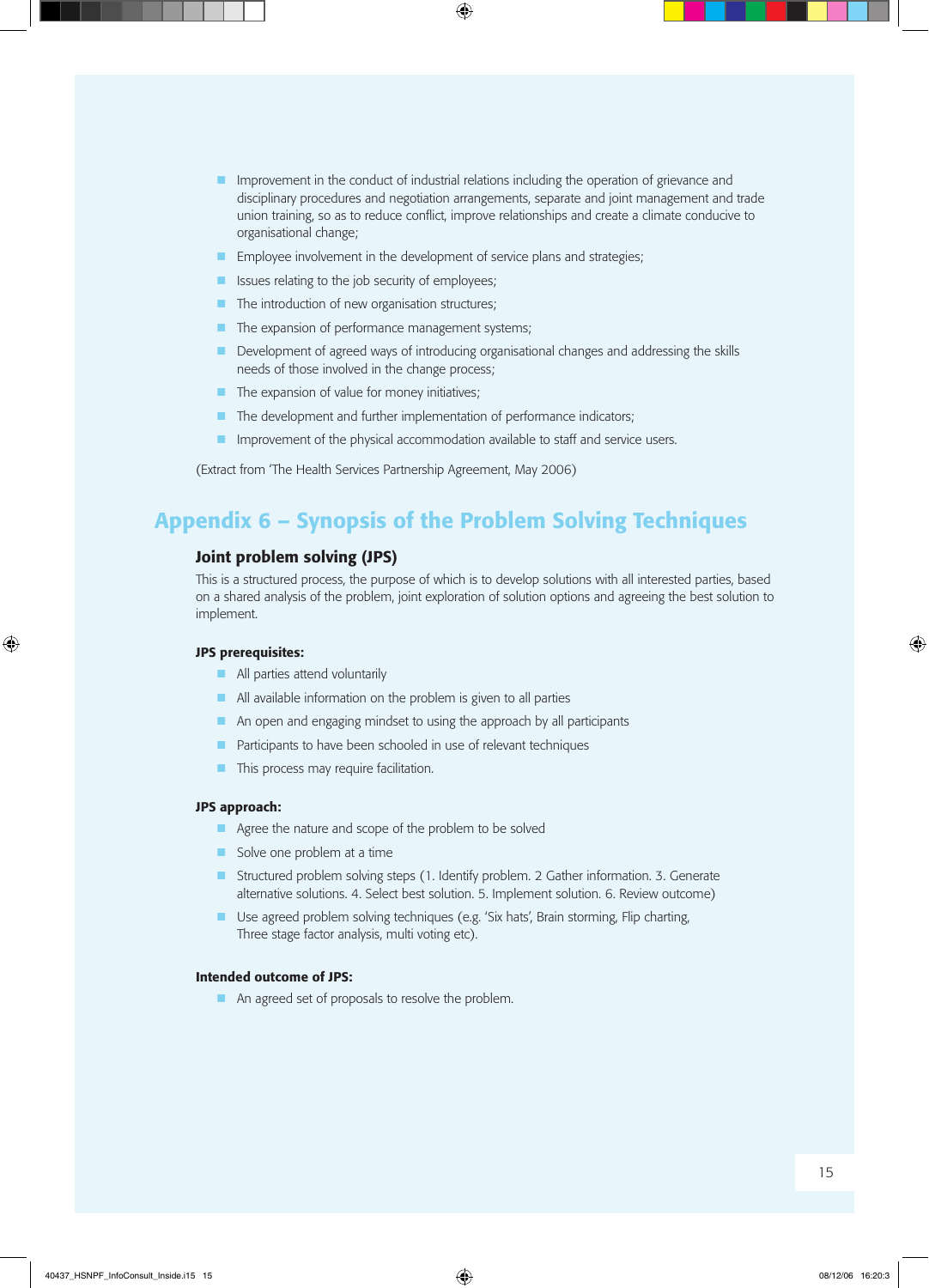- Improvement in the conduct of industrial relations including the operation of grievance and disciplinary procedures and negotiation arrangements, separate and joint management and trade union training, so as to reduce conflict, improve relationships and create a climate conducive to organisational change;
- Employee involvement in the development of service plans and strategies;
- Issues relating to the job security of employees;
- The introduction of new organisation structures;
- The expansion of performance management systems;
- Development of agreed ways of introducing organisational changes and addressing the skills needs of those involved in the change process;
- The expansion of value for money initiatives;
- The development and further implementation of performance indicators;
- Improvement of the physical accommodation available to staff and service users.

(Extract from 'The Health Services Partnership Agreement, May 2006)

# Appendix 6 – Synopsis of the Problem Solving Techniques

## Joint problem solving (JPS)

This is a structured process, the purpose of which is to develop solutions with all interested parties, based on a shared analysis of the problem, joint exploration of solution options and agreeing the best solution to implement.

**JPS prerequisites:**

- All parties attend voluntarily
- All available information on the problem is given to all parties
- An open and engaging mindset to using the approach by all participants
- Participants to have been schooled in use of relevant techniques
- This process may require facilitation.

**JPS approach:**

- Agree the nature and scope of the problem to be solved
- Solve one problem at a time
- Structured problem solving steps (1. Identify problem. 2 Gather information. 3. Generate alternative solutions. 4. Select best solution. 5. Implement solution. 6. Review outcome)
- Use agreed problem solving techniques (e.g. 'Six hats', Brain storming, Flip charting, Three stage factor analysis, multi voting etc).

**Intended outcome of JPS:**

- An agreed set of proposals to resolve the problem.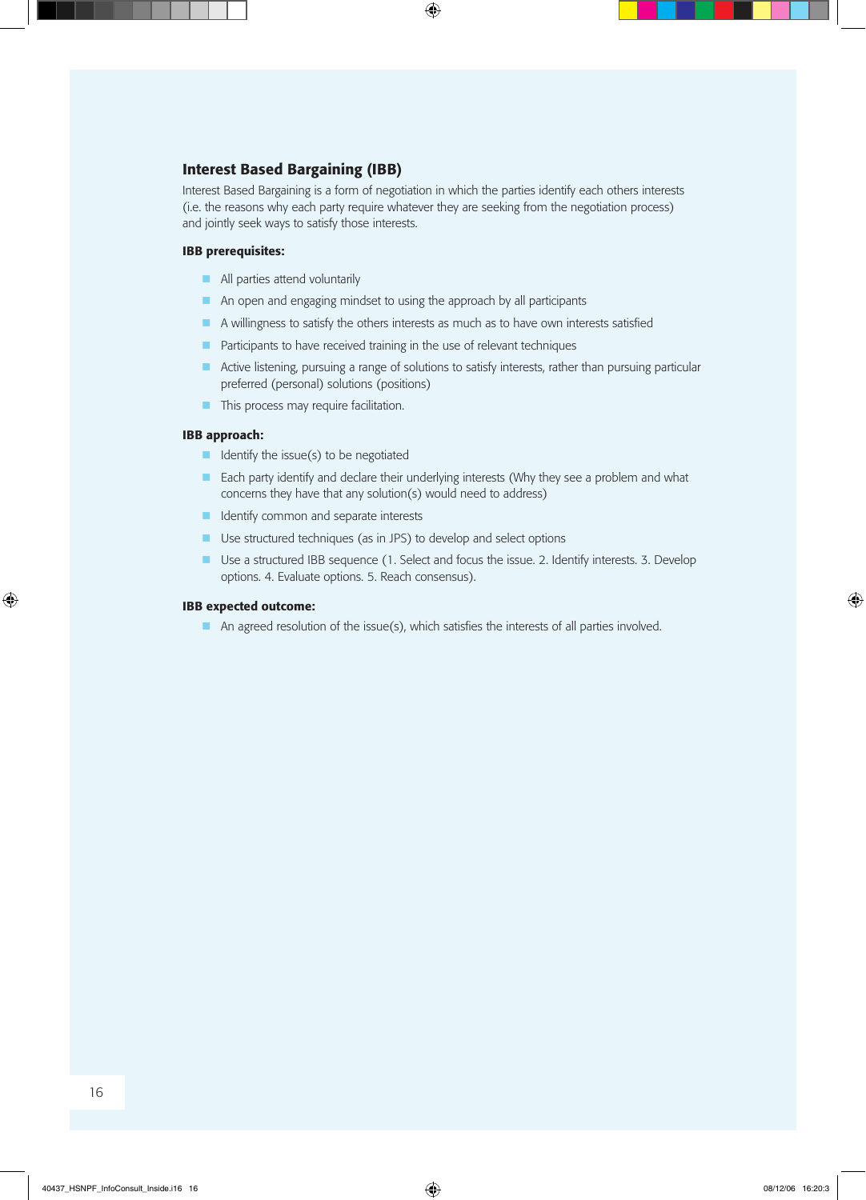## Interest Based Bargaining (IBB)

Interest Based Bargaining is a form of negotiation in which the parties identify each others interests (i.e. the reasons why each party require whatever they are seeking from the negotiation process) and jointly seek ways to satisfy those interests.

**IBB prerequisites:**

- All parties attend voluntarily
- An open and engaging mindset to using the approach by all participants
- A willingness to satisfy the others interests as much as to have own interests satisfied
- Participants to have received training in the use of relevant techniques
- Active listening, pursuing a range of solutions to satisfy interests, rather than pursuing particular preferred (personal) solutions (positions)
- This process may require facilitation.

**IBB approach:**

- Identify the issue(s) to be negotiated
- Each party identify and declare their underlying interests (Why they see a problem and what concerns they have that any solution(s) would need to address)
- Identify common and separate interests
- Use structured techniques (as in JPS) to develop and select options
- Use a structured IBB sequence (1. Select and focus the issue. 2. Identify interests. 3. Develop options. 4. Evaluate options. 5. Reach consensus).

**IBB expected outcome:**

- An agreed resolution of the issue(s), which satisfies the interests of all parties involved.